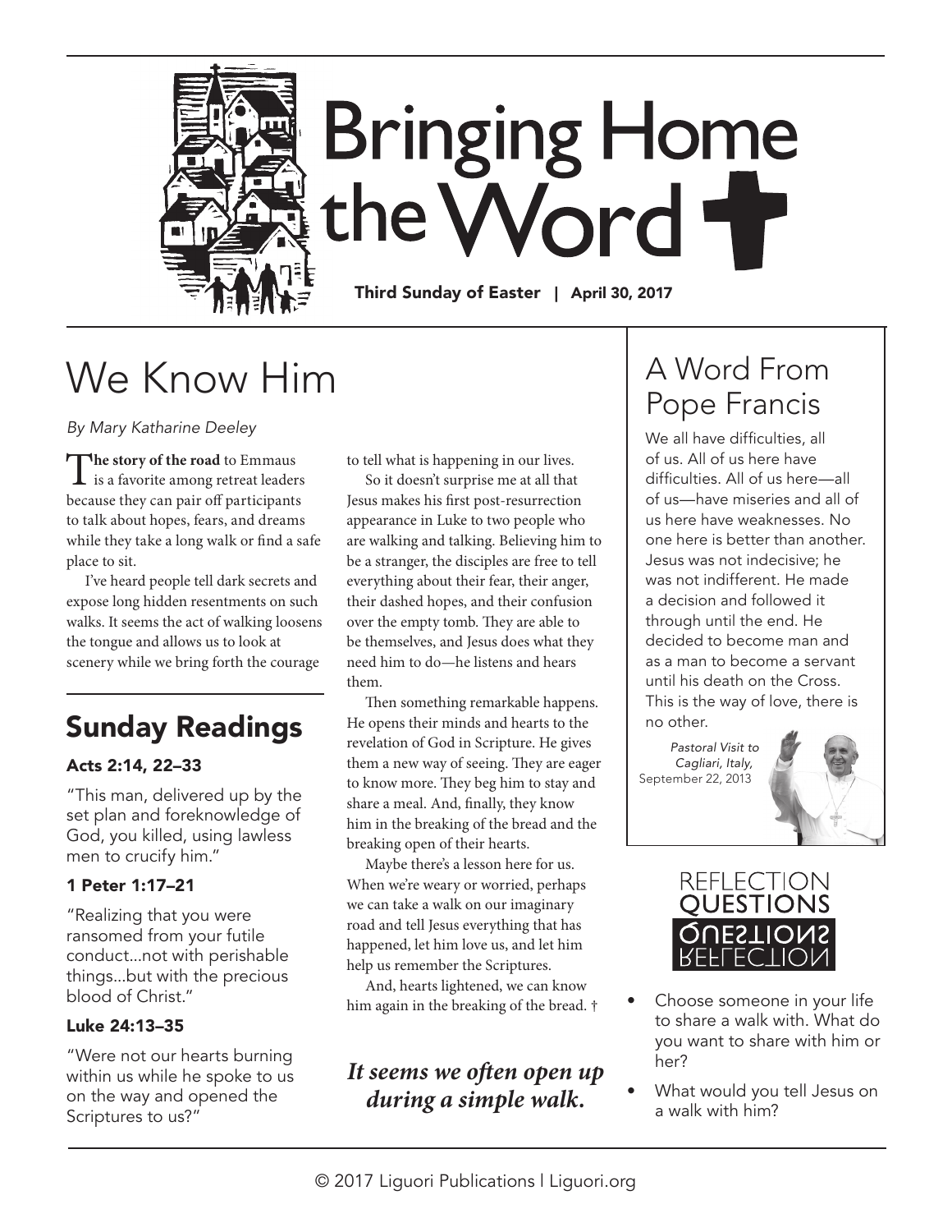# Bringing Home the Word

**Third Sunday of Easter | April 30, 2017**

## We Know Him

*By Mary Katharine Deeley*

**The story of the road** to Emmaus is a favorite among retreat leaders because they can pair off participants to talk about hopes, fears, and dreams while they take a long walk or find a safe place to sit.

I've heard people tell dark secrets and expose long hidden resentments on such walks. It seems the act of walking loosens the tongue and allows us to look at scenery while we bring forth the courage to tell what is happening in our lives.

So it doesn't surprise me at all that Jesus makes his first post-resurrection appearance in Luke to two people who are walking and talking. Believing him to be a stranger, the disciples are free to tell everything about their fear, their anger, their dashed hopes, and their confusion over the empty tomb. They are able to be themselves, and Jesus does what they need him to do—he listens and hears them.

Then something remarkable happens. He opens their minds and hearts to the revelation of God in Scripture. He gives them a new way of seeing. They are eager to know more. They beg him to stay and share a meal. And, finally, they know him in the breaking of the bread and the breaking open of their hearts.

Maybe there's a lesson here for us. When we're weary or worried, perhaps we can take a walk on our imaginary road and tell Jesus everything that has happened, let him love us, and let him help us remember the Scriptures.

And, hearts lightened, we can know him again in the breaking of the bread. †

***It seems we often open up during a simple walk.***

## Sunday Readings

### Acts 2:14, 22–33

"This man, delivered up by the set plan and foreknowledge of God, you killed, using lawless men to crucify him."

### 1 Peter 1:17–21

"Realizing that you were ransomed from your futile conduct...not with perishable things...but with the precious blood of Christ."

### Luke 24:13–35

"Were not our hearts burning within us while he spoke to us on the way and opened the Scriptures to us?"

## A Word From Pope Francis

We all have difficulties, all of us. All of us here have difficulties. All of us here—all of us—have miseries and all of us here have weaknesses. No one here is better than another. Jesus was not indecisive; he was not indifferent. He made a decision and followed it through until the end. He decided to become man and as a man to become a servant until his death on the Cross. This is the way of love, there is no other.

*Pastoral Visit to Cagliari, Italy,* September 22, 2013

## Reflection Questions

- Choose someone in your life to share a walk with. What do you want to share with him or her?
- What would you tell Jesus on a walk with him?

© 2017 Liguori Publications | Liguori.org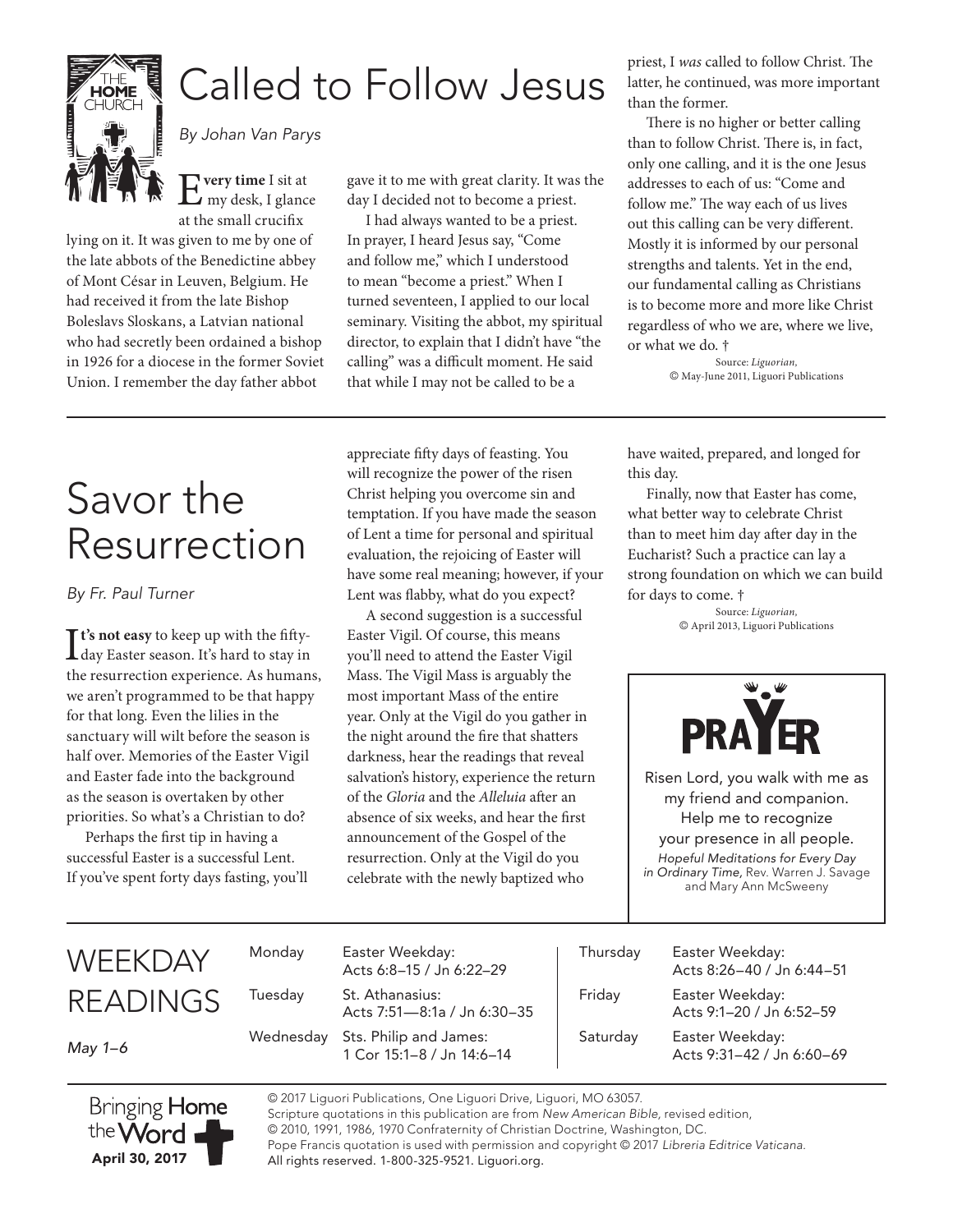# Called to Follow Jesus

*By Johan Van Parys*

**Every time** I sit at my desk, I glance at the small crucifix lying on it. It was given to me by one of the late abbots of the Benedictine abbey of Mont César in Leuven, Belgium. He had received it from the late Bishop Boleslavs Sloskans, a Latvian national who had secretly been ordained a bishop in 1926 for a diocese in the former Soviet Union. I remember the day father abbot gave it to me with great clarity. It was the day I decided not to become a priest.

I had always wanted to be a priest. In prayer, I heard Jesus say, "Come and follow me," which I understood to mean "become a priest." When I turned seventeen, I applied to our local seminary. Visiting the abbot, my spiritual director, to explain that I didn't have "the calling" was a difficult moment. He said that while I may not be called to be a priest, I *was* called to follow Christ. The latter, he continued, was more important than the former.

There is no higher or better calling than to follow Christ. There is, in fact, only one calling, and it is the one Jesus addresses to each of us: "Come and follow me." The way each of us lives out this calling can be very different. Mostly it is informed by our personal strengths and talents. Yet in the end, our fundamental calling as Christians is to become more and more like Christ regardless of who we are, where we live, or what we do. †

Source: *Liguorian*, © May-June 2011, Liguori Publications

# Savor the Resurrection

*By Fr. Paul Turner*

**It's not easy** to keep up with the fifty-day Easter season. It's hard to stay in the resurrection experience. As humans, we aren't programmed to be that happy for that long. Even the lilies in the sanctuary will wilt before the season is half over. Memories of the Easter Vigil and Easter fade into the background as the season is overtaken by other priorities. So what's a Christian to do?

Perhaps the first tip in having a successful Easter is a successful Lent. If you've spent forty days fasting, you'll appreciate fifty days of feasting. You will recognize the power of the risen Christ helping you overcome sin and temptation. If you have made the season of Lent a time for personal and spiritual evaluation, the rejoicing of Easter will have some real meaning; however, if your Lent was flabby, what do you expect?

A second suggestion is a successful Easter Vigil. Of course, this means you'll need to attend the Easter Vigil Mass. The Vigil Mass is arguably the most important Mass of the entire year. Only at the Vigil do you gather in the night around the fire that shatters darkness, hear the readings that reveal salvation's history, experience the return of the *Gloria* and the *Alleluia* after an absence of six weeks, and hear the first announcement of the Gospel of the resurrection. Only at the Vigil do you celebrate with the newly baptized who have waited, prepared, and longed for this day.

Finally, now that Easter has come, what better way to celebrate Christ than to meet him day after day in the Eucharist? Such a practice can lay a strong foundation on which we can build for days to come. †

Source: *Liguorian*, © April 2013, Liguori Publications

## PRAYER

Risen Lord, you walk with me as my friend and companion. Help me to recognize your presence in all people.

*Hopeful Meditations for Every Day in Ordinary Time,* Rev. Warren J. Savage and Mary Ann McSweeny

## WEEKDAY READINGS

*May 1–6*

| | | | |
|---|---|---|---|
| Monday | Easter Weekday: Acts 6:8–15 / Jn 6:22–29 | Thursday | Easter Weekday: Acts 8:26–40 / Jn 6:44–51 |
| Tuesday | St. Athanasius: Acts 7:51—8:1a / Jn 6:30–35 | Friday | Easter Weekday: Acts 9:1–20 / Jn 6:52–59 |
| Wednesday | Sts. Philip and James: 1 Cor 15:1–8 / Jn 14:6–14 | Saturday | Easter Weekday: Acts 9:31–42 / Jn 6:60–69 |

Bringing Home the Word
April 30, 2017

© 2017 Liguori Publications, One Liguori Drive, Liguori, MO 63057.
Scripture quotations in this publication are from *New American Bible*, revised edition, © 2010, 1991, 1986, 1970 Confraternity of Christian Doctrine, Washington, DC.
Pope Francis quotation is used with permission and copyright © 2017 *Libreria Editrice Vaticana.*
All rights reserved. 1-800-325-9521. Liguori.org.